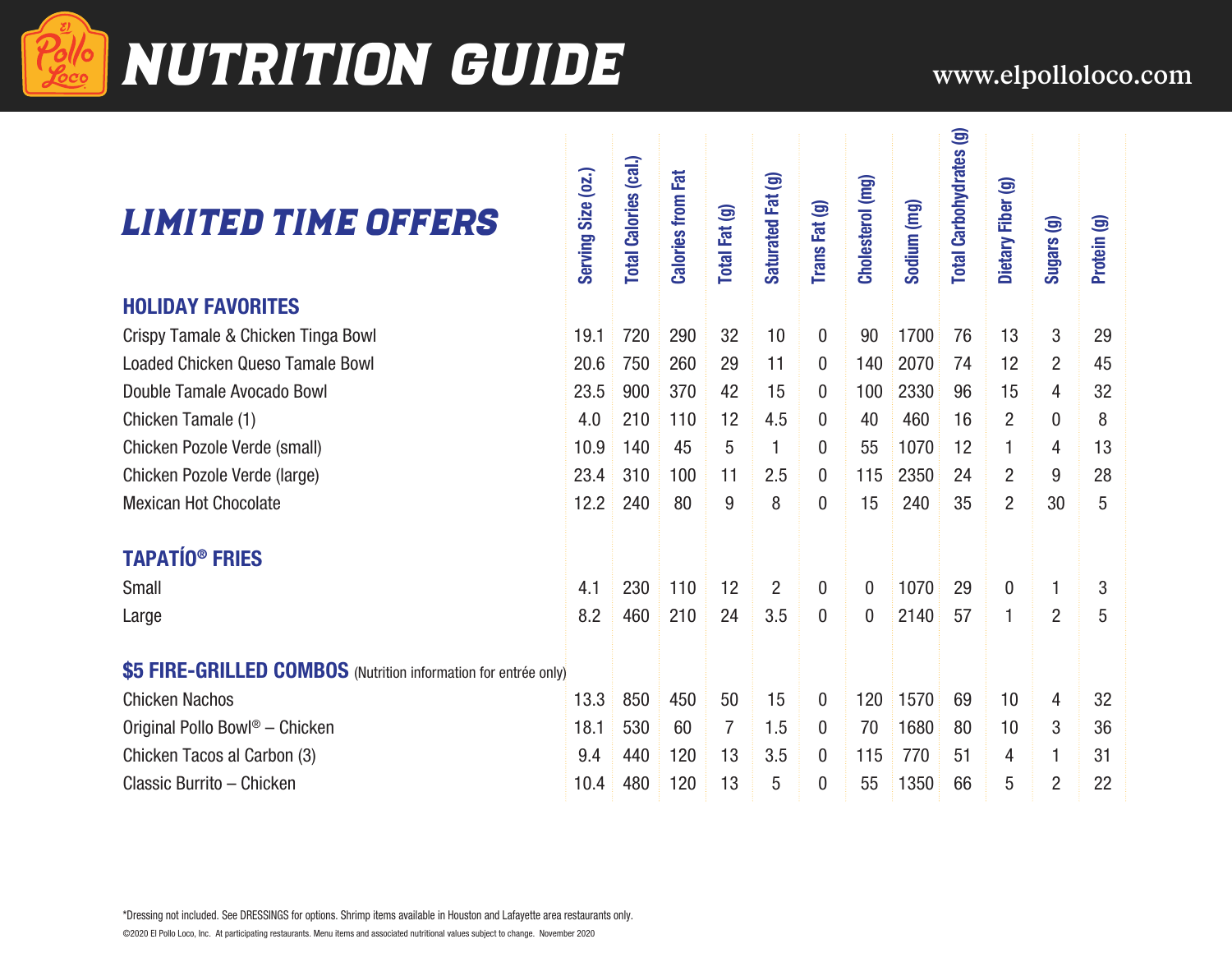# NUTRITION GUIDE

www.elpolloloco.com

## LIMITED TIME OFFERS

| | Serving Size (oz.) | Total Calories (cal.) | Calories from Fat | Total Fat (g) | Saturated Fat (g) | Trans Fat (g) | Cholesterol (mg) | Sodium (mg) | Total Carbohydrates (g) | Dietary Fiber (g) | Sugars (g) | Protein (g) |
|---|---|---|---|---|---|---|---|---|---|---|---|---|
| **HOLIDAY FAVORITES** | | | | | | | | | | | | |
| Crispy Tamale & Chicken Tinga Bowl | 19.1 | 720 | 290 | 32 | 10 | 0 | 90 | 1700 | 76 | 13 | 3 | 29 |
| Loaded Chicken Queso Tamale Bowl | 20.6 | 750 | 260 | 29 | 11 | 0 | 140 | 2070 | 74 | 12 | 2 | 45 |
| Double Tamale Avocado Bowl | 23.5 | 900 | 370 | 42 | 15 | 0 | 100 | 2330 | 96 | 15 | 4 | 32 |
| Chicken Tamale (1) | 4.0 | 210 | 110 | 12 | 4.5 | 0 | 40 | 460 | 16 | 2 | 0 | 8 |
| Chicken Pozole Verde (small) | 10.9 | 140 | 45 | 5 | 1 | 0 | 55 | 1070 | 12 | 1 | 4 | 13 |
| Chicken Pozole Verde (large) | 23.4 | 310 | 100 | 11 | 2.5 | 0 | 115 | 2350 | 24 | 2 | 9 | 28 |
| Mexican Hot Chocolate | 12.2 | 240 | 80 | 9 | 8 | 0 | 15 | 240 | 35 | 2 | 30 | 5 |
| **TAPATÍO® FRIES** | | | | | | | | | | | | |
| Small | 4.1 | 230 | 110 | 12 | 2 | 0 | 0 | 1070 | 29 | 0 | 1 | 3 |
| Large | 8.2 | 460 | 210 | 24 | 3.5 | 0 | 0 | 2140 | 57 | 1 | 2 | 5 |
| **$5 FIRE-GRILLED COMBOS** (Nutrition information for entrée only) | | | | | | | | | | | | |
| Chicken Nachos | 13.3 | 850 | 450 | 50 | 15 | 0 | 120 | 1570 | 69 | 10 | 4 | 32 |
| Original Pollo Bowl® – Chicken | 18.1 | 530 | 60 | 7 | 1.5 | 0 | 70 | 1680 | 80 | 10 | 3 | 36 |
| Chicken Tacos al Carbon (3) | 9.4 | 440 | 120 | 13 | 3.5 | 0 | 115 | 770 | 51 | 4 | 1 | 31 |
| Classic Burrito – Chicken | 10.4 | 480 | 120 | 13 | 5 | 0 | 55 | 1350 | 66 | 5 | 2 | 22 |

*Dressing not included. See DRESSINGS for options. Shrimp items available in Houston and Lafayette area restaurants only.

©2020 El Pollo Loco, Inc. At participating restaurants. Menu items and associated nutritional values subject to change. November 2020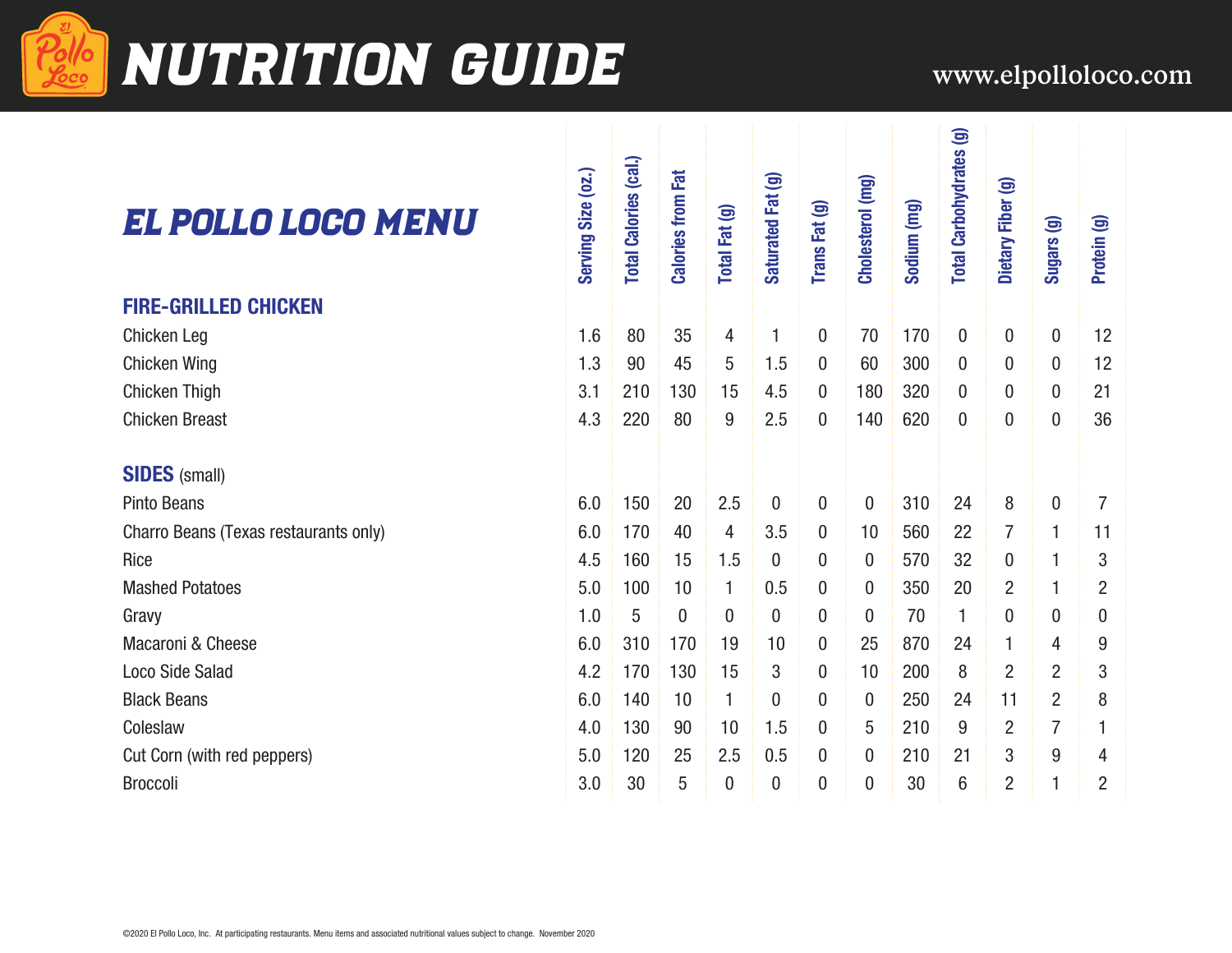# NUTRITION GUIDE

www.elpolloloco.com

## EL POLLO LOCO MENU

| | Serving Size (oz.) | Total Calories (cal.) | Calories from Fat | Total Fat (g) | Saturated Fat (g) | Trans Fat (g) | Cholesterol (mg) | Sodium (mg) | Total Carbohydrates (g) | Dietary Fiber (g) | Sugars (g) | Protein (g) |
|---|---|---|---|---|---|---|---|---|---|---|---|---|
| **FIRE-GRILLED CHICKEN** | | | | | | | | | | | | |
| Chicken Leg | 1.6 | 80 | 35 | 4 | 1 | 0 | 70 | 170 | 0 | 0 | 0 | 12 |
| Chicken Wing | 1.3 | 90 | 45 | 5 | 1.5 | 0 | 60 | 300 | 0 | 0 | 0 | 12 |
| Chicken Thigh | 3.1 | 210 | 130 | 15 | 4.5 | 0 | 180 | 320 | 0 | 0 | 0 | 21 |
| Chicken Breast | 4.3 | 220 | 80 | 9 | 2.5 | 0 | 140 | 620 | 0 | 0 | 0 | 36 |
| **SIDES** (small) | | | | | | | | | | | | |
| Pinto Beans | 6.0 | 150 | 20 | 2.5 | 0 | 0 | 0 | 310 | 24 | 8 | 0 | 7 |
| Charro Beans (Texas restaurants only) | 6.0 | 170 | 40 | 4 | 3.5 | 0 | 10 | 560 | 22 | 7 | 1 | 11 |
| Rice | 4.5 | 160 | 15 | 1.5 | 0 | 0 | 0 | 570 | 32 | 0 | 1 | 3 |
| Mashed Potatoes | 5.0 | 100 | 10 | 1 | 0.5 | 0 | 0 | 350 | 20 | 2 | 1 | 2 |
| Gravy | 1.0 | 5 | 0 | 0 | 0 | 0 | 0 | 70 | 1 | 0 | 0 | 0 |
| Macaroni & Cheese | 6.0 | 310 | 170 | 19 | 10 | 0 | 25 | 870 | 24 | 1 | 4 | 9 |
| Loco Side Salad | 4.2 | 170 | 130 | 15 | 3 | 0 | 10 | 200 | 8 | 2 | 2 | 3 |
| Black Beans | 6.0 | 140 | 10 | 1 | 0 | 0 | 0 | 250 | 24 | 11 | 2 | 8 |
| Coleslaw | 4.0 | 130 | 90 | 10 | 1.5 | 0 | 5 | 210 | 9 | 2 | 7 | 1 |
| Cut Corn (with red peppers) | 5.0 | 120 | 25 | 2.5 | 0.5 | 0 | 0 | 210 | 21 | 3 | 9 | 4 |
| Broccoli | 3.0 | 30 | 5 | 0 | 0 | 0 | 0 | 30 | 6 | 2 | 1 | 2 |

©2020 El Pollo Loco, Inc. At participating restaurants. Menu items and associated nutritional values subject to change. November 2020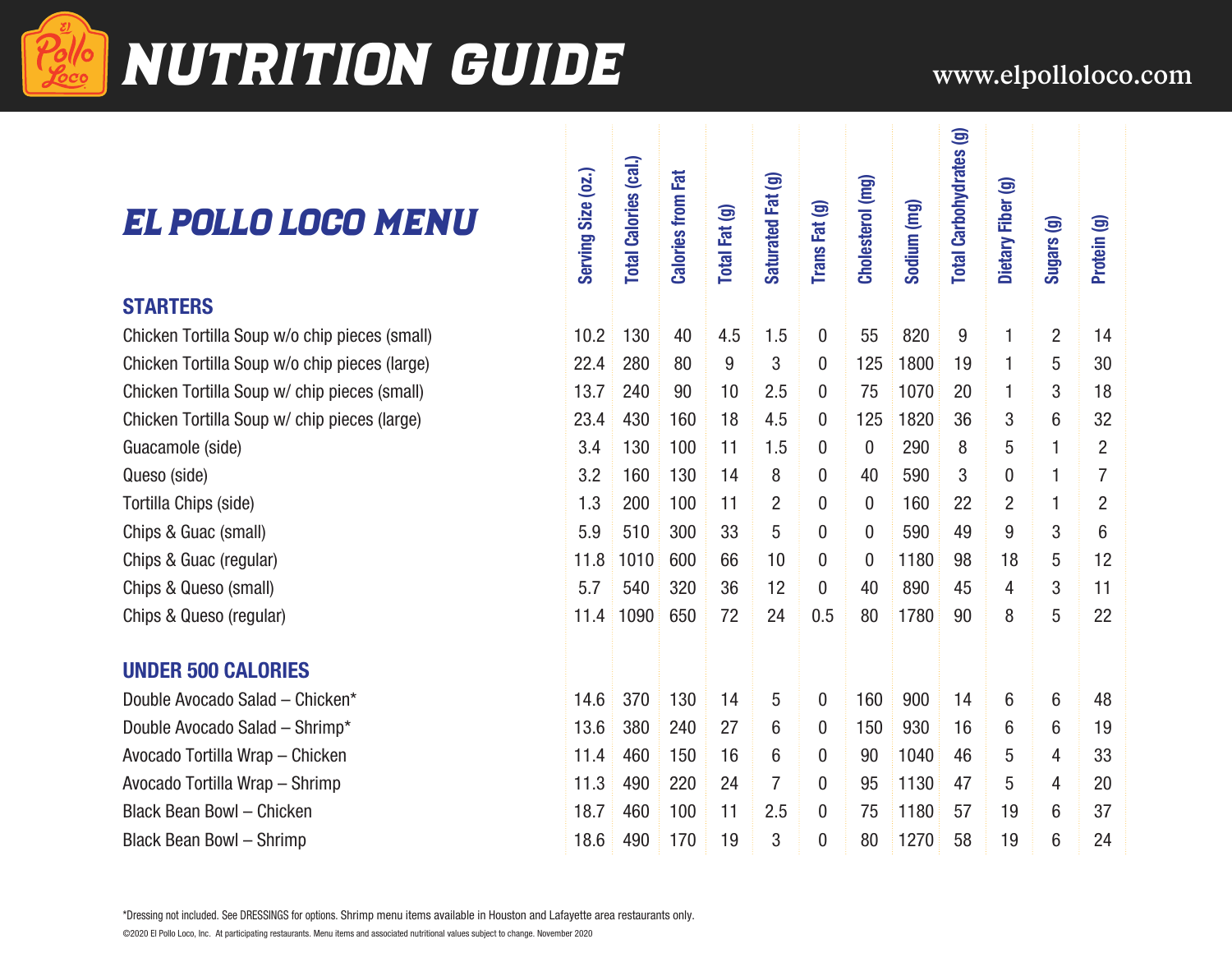# NUTRITION GUIDE

www.elpolloloco.com

## EL POLLO LOCO MENU

| | Serving Size (oz.) | Total Calories (cal.) | Calories from Fat | Total Fat (g) | Saturated Fat (g) | Trans Fat (g) | Cholesterol (mg) | Sodium (mg) | Total Carbohydrates (g) | Dietary Fiber (g) | Sugars (g) | Protein (g) |
|---|---|---|---|---|---|---|---|---|---|---|---|---|
| **STARTERS** | | | | | | | | | | | | |
| Chicken Tortilla Soup w/o chip pieces (small) | 10.2 | 130 | 40 | 4.5 | 1.5 | 0 | 55 | 820 | 9 | 1 | 2 | 14 |
| Chicken Tortilla Soup w/o chip pieces (large) | 22.4 | 280 | 80 | 9 | 3 | 0 | 125 | 1800 | 19 | 1 | 5 | 30 |
| Chicken Tortilla Soup w/ chip pieces (small) | 13.7 | 240 | 90 | 10 | 2.5 | 0 | 75 | 1070 | 20 | 1 | 3 | 18 |
| Chicken Tortilla Soup w/ chip pieces (large) | 23.4 | 430 | 160 | 18 | 4.5 | 0 | 125 | 1820 | 36 | 3 | 6 | 32 |
| Guacamole (side) | 3.4 | 130 | 100 | 11 | 1.5 | 0 | 0 | 290 | 8 | 5 | 1 | 2 |
| Queso (side) | 3.2 | 160 | 130 | 14 | 8 | 0 | 40 | 590 | 3 | 0 | 1 | 7 |
| Tortilla Chips (side) | 1.3 | 200 | 100 | 11 | 2 | 0 | 0 | 160 | 22 | 2 | 1 | 2 |
| Chips & Guac (small) | 5.9 | 510 | 300 | 33 | 5 | 0 | 0 | 590 | 49 | 9 | 3 | 6 |
| Chips & Guac (regular) | 11.8 | 1010 | 600 | 66 | 10 | 0 | 0 | 1180 | 98 | 18 | 5 | 12 |
| Chips & Queso (small) | 5.7 | 540 | 320 | 36 | 12 | 0 | 40 | 890 | 45 | 4 | 3 | 11 |
| Chips & Queso (regular) | 11.4 | 1090 | 650 | 72 | 24 | 0.5 | 80 | 1780 | 90 | 8 | 5 | 22 |
| **UNDER 500 CALORIES** | | | | | | | | | | | | |
| Double Avocado Salad – Chicken* | 14.6 | 370 | 130 | 14 | 5 | 0 | 160 | 900 | 14 | 6 | 6 | 48 |
| Double Avocado Salad – Shrimp* | 13.6 | 380 | 240 | 27 | 6 | 0 | 150 | 930 | 16 | 6 | 6 | 19 |
| Avocado Tortilla Wrap – Chicken | 11.4 | 460 | 150 | 16 | 6 | 0 | 90 | 1040 | 46 | 5 | 4 | 33 |
| Avocado Tortilla Wrap – Shrimp | 11.3 | 490 | 220 | 24 | 7 | 0 | 95 | 1130 | 47 | 5 | 4 | 20 |
| Black Bean Bowl – Chicken | 18.7 | 460 | 100 | 11 | 2.5 | 0 | 75 | 1180 | 57 | 19 | 6 | 37 |
| Black Bean Bowl – Shrimp | 18.6 | 490 | 170 | 19 | 3 | 0 | 80 | 1270 | 58 | 19 | 6 | 24 |

*Dressing not included. See DRESSINGS for options. Shrimp menu items available in Houston and Lafayette area restaurants only.

©2020 El Pollo Loco, Inc. At participating restaurants. Menu items and associated nutritional values subject to change. November 2020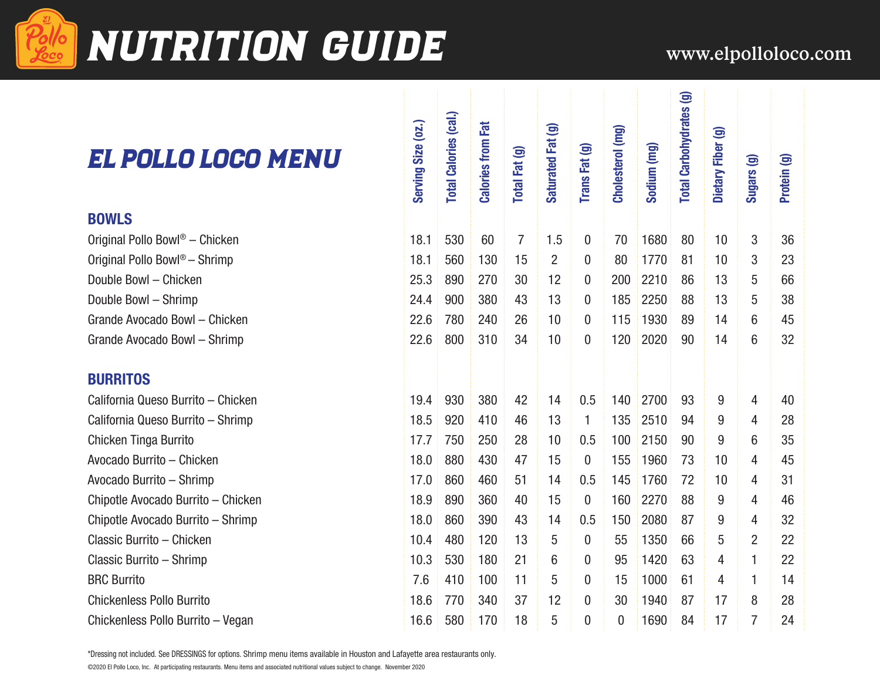# NUTRITION GUIDE

www.elpolloloco.com

## EL POLLO LOCO MENU

| | Serving Size (oz.) | Total Calories (cal.) | Calories from Fat | Total Fat (g) | Saturated Fat (g) | Trans Fat (g) | Cholesterol (mg) | Sodium (mg) | Total Carbohydrates (g) | Dietary Fiber (g) | Sugars (g) | Protein (g) |
|---|---|---|---|---|---|---|---|---|---|---|---|---|
| **BOWLS** | | | | | | | | | | | | |
| Original Pollo Bowl® – Chicken | 18.1 | 530 | 60 | 7 | 1.5 | 0 | 70 | 1680 | 80 | 10 | 3 | 36 |
| Original Pollo Bowl® – Shrimp | 18.1 | 560 | 130 | 15 | 2 | 0 | 80 | 1770 | 81 | 10 | 3 | 23 |
| Double Bowl – Chicken | 25.3 | 890 | 270 | 30 | 12 | 0 | 200 | 2210 | 86 | 13 | 5 | 66 |
| Double Bowl – Shrimp | 24.4 | 900 | 380 | 43 | 13 | 0 | 185 | 2250 | 88 | 13 | 5 | 38 |
| Grande Avocado Bowl – Chicken | 22.6 | 780 | 240 | 26 | 10 | 0 | 115 | 1930 | 89 | 14 | 6 | 45 |
| Grande Avocado Bowl – Shrimp | 22.6 | 800 | 310 | 34 | 10 | 0 | 120 | 2020 | 90 | 14 | 6 | 32 |
| **BURRITOS** | | | | | | | | | | | | |
| California Queso Burrito – Chicken | 19.4 | 930 | 380 | 42 | 14 | 0.5 | 140 | 2700 | 93 | 9 | 4 | 40 |
| California Queso Burrito – Shrimp | 18.5 | 920 | 410 | 46 | 13 | 1 | 135 | 2510 | 94 | 9 | 4 | 28 |
| Chicken Tinga Burrito | 17.7 | 750 | 250 | 28 | 10 | 0.5 | 100 | 2150 | 90 | 9 | 6 | 35 |
| Avocado Burrito – Chicken | 18.0 | 880 | 430 | 47 | 15 | 0 | 155 | 1960 | 73 | 10 | 4 | 45 |
| Avocado Burrito – Shrimp | 17.0 | 860 | 460 | 51 | 14 | 0.5 | 145 | 1760 | 72 | 10 | 4 | 31 |
| Chipotle Avocado Burrito – Chicken | 18.9 | 890 | 360 | 40 | 15 | 0 | 160 | 2270 | 88 | 9 | 4 | 46 |
| Chipotle Avocado Burrito – Shrimp | 18.0 | 860 | 390 | 43 | 14 | 0.5 | 150 | 2080 | 87 | 9 | 4 | 32 |
| Classic Burrito – Chicken | 10.4 | 480 | 120 | 13 | 5 | 0 | 55 | 1350 | 66 | 5 | 2 | 22 |
| Classic Burrito – Shrimp | 10.3 | 530 | 180 | 21 | 6 | 0 | 95 | 1420 | 63 | 4 | 1 | 22 |
| BRC Burrito | 7.6 | 410 | 100 | 11 | 5 | 0 | 15 | 1000 | 61 | 4 | 1 | 14 |
| Chickenless Pollo Burrito | 18.6 | 770 | 340 | 37 | 12 | 0 | 30 | 1940 | 87 | 17 | 8 | 28 |
| Chickenless Pollo Burrito – Vegan | 16.6 | 580 | 170 | 18 | 5 | 0 | 0 | 1690 | 84 | 17 | 7 | 24 |

*Dressing not included. See DRESSINGS for options. Shrimp menu items available in Houston and Lafayette area restaurants only.

©2020 El Pollo Loco, Inc. At participating restaurants. Menu items and associated nutritional values subject to change. November 2020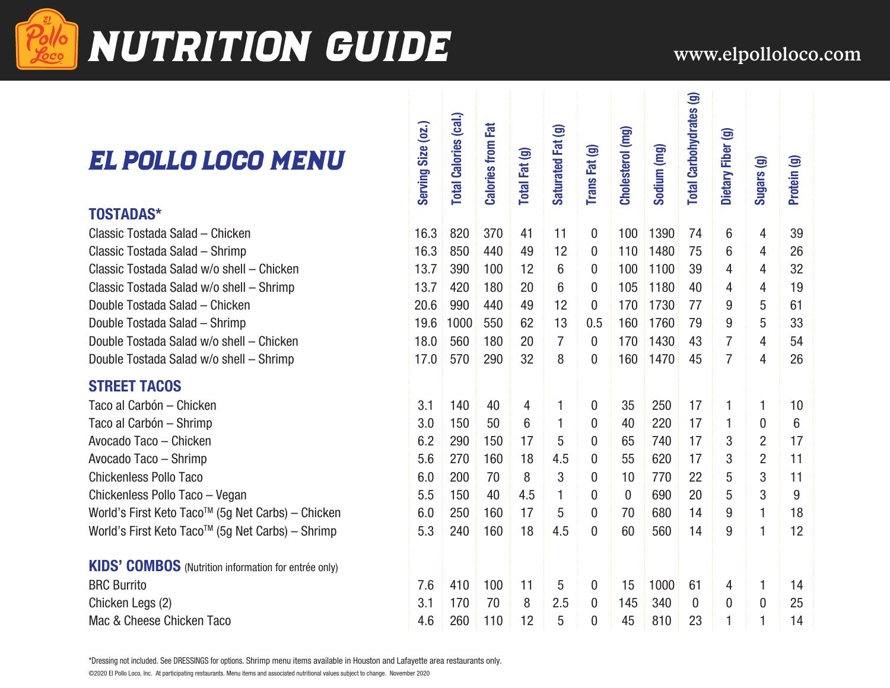# NUTRITION GUIDE

www.elpolloloco.com

## EL POLLO LOCO MENU

| | Serving Size (oz.) | Total Calories (cal.) | Calories from Fat | Total Fat (g) | Saturated Fat (g) | Trans Fat (g) | Cholesterol (mg) | Sodium (mg) | Total Carbohydrates (g) | Dietary Fiber (g) | Sugars (g) | Protein (g) |
|---|---|---|---|---|---|---|---|---|---|---|---|---|
| **TOSTADAS*** | | | | | | | | | | | | |
| Classic Tostada Salad – Chicken | 16.3 | 820 | 370 | 41 | 11 | 0 | 100 | 1390 | 74 | 6 | 4 | 39 |
| Classic Tostada Salad – Shrimp | 16.3 | 850 | 440 | 49 | 12 | 0 | 110 | 1480 | 75 | 6 | 4 | 26 |
| Classic Tostada Salad w/o shell – Chicken | 13.7 | 390 | 100 | 12 | 6 | 0 | 100 | 1100 | 39 | 4 | 4 | 32 |
| Classic Tostada Salad w/o shell – Shrimp | 13.7 | 420 | 180 | 20 | 6 | 0 | 105 | 1180 | 40 | 4 | 4 | 19 |
| Double Tostada Salad – Chicken | 20.6 | 990 | 440 | 49 | 12 | 0 | 170 | 1730 | 77 | 9 | 5 | 61 |
| Double Tostada Salad – Shrimp | 19.6 | 1000 | 550 | 62 | 13 | 0.5 | 160 | 1760 | 79 | 9 | 5 | 33 |
| Double Tostada Salad w/o shell – Chicken | 18.0 | 560 | 180 | 20 | 7 | 0 | 170 | 1430 | 43 | 7 | 4 | 54 |
| Double Tostada Salad w/o shell – Shrimp | 17.0 | 570 | 290 | 32 | 8 | 0 | 160 | 1470 | 45 | 7 | 4 | 26 |
| **STREET TACOS** | | | | | | | | | | | | |
| Taco al Carbón – Chicken | 3.1 | 140 | 40 | 4 | 1 | 0 | 35 | 250 | 17 | 1 | 1 | 10 |
| Taco al Carbón – Shrimp | 3.0 | 150 | 50 | 6 | 1 | 0 | 40 | 220 | 17 | 1 | 0 | 6 |
| Avocado Taco – Chicken | 6.2 | 290 | 150 | 17 | 5 | 0 | 65 | 740 | 17 | 3 | 2 | 17 |
| Avocado Taco – Shrimp | 5.6 | 270 | 160 | 18 | 4.5 | 0 | 55 | 620 | 17 | 3 | 2 | 11 |
| Chickenless Pollo Taco | 6.0 | 200 | 70 | 8 | 3 | 0 | 10 | 770 | 22 | 5 | 3 | 11 |
| Chickenless Pollo Taco – Vegan | 5.5 | 150 | 40 | 4.5 | 1 | 0 | 0 | 690 | 20 | 5 | 3 | 9 |
| World's First Keto Taco™ (5g Net Carbs) – Chicken | 6.0 | 250 | 160 | 17 | 5 | 0 | 70 | 680 | 14 | 9 | 1 | 18 |
| World's First Keto Taco™ (5g Net Carbs) – Shrimp | 5.3 | 240 | 160 | 18 | 4.5 | 0 | 60 | 560 | 14 | 9 | 1 | 12 |
| **KIDS' COMBOS** (Nutrition information for entrée only) | | | | | | | | | | | | |
| BRC Burrito | 7.6 | 410 | 100 | 11 | 5 | 0 | 15 | 1000 | 61 | 4 | 1 | 14 |
| Chicken Legs (2) | 3.1 | 170 | 70 | 8 | 2.5 | 0 | 145 | 340 | 0 | 0 | 0 | 25 |
| Mac & Cheese Chicken Taco | 4.6 | 260 | 110 | 12 | 5 | 0 | 45 | 810 | 23 | 1 | 1 | 14 |

*Dressing not included. See DRESSINGS for options. Shrimp menu items available in Houston and Lafayette area restaurants only.

©2020 El Pollo Loco, Inc. At participating restaurants. Menu items and associated nutritional values subject to change. November 2020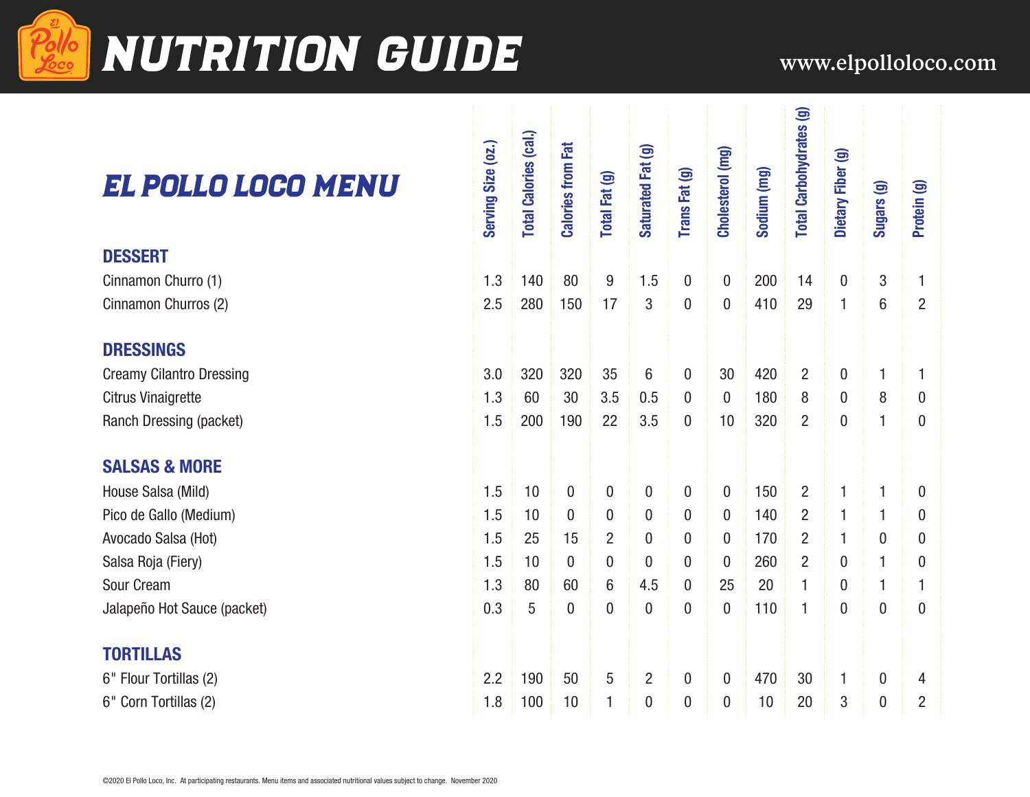# NUTRITION GUIDE

www.elpolloloco.com

## EL POLLO LOCO MENU

| EL POLLO LOCO MENU | Serving Size (oz.) | Total Calories (cal.) | Calories from Fat | Total Fat (g) | Saturated Fat (g) | Trans Fat (g) | Cholesterol (mg) | Sodium (mg) | Total Carbohydrates (g) | Dietary Fiber (g) | Sugars (g) | Protein (g) |
|---|---|---|---|---|---|---|---|---|---|---|---|---|
| **DESSERT** | | | | | | | | | | | | |
| Cinnamon Churro (1) | 1.3 | 140 | 80 | 9 | 1.5 | 0 | 0 | 200 | 14 | 0 | 3 | 1 |
| Cinnamon Churros (2) | 2.5 | 280 | 150 | 17 | 3 | 0 | 0 | 410 | 29 | 1 | 6 | 2 |
| **DRESSINGS** | | | | | | | | | | | | |
| Creamy Cilantro Dressing | 3.0 | 320 | 320 | 35 | 6 | 0 | 30 | 420 | 2 | 0 | 1 | 1 |
| Citrus Vinaigrette | 1.3 | 60 | 30 | 3.5 | 0.5 | 0 | 0 | 180 | 8 | 0 | 8 | 0 |
| Ranch Dressing (packet) | 1.5 | 200 | 190 | 22 | 3.5 | 0 | 10 | 320 | 2 | 0 | 1 | 0 |
| **SALSAS & MORE** | | | | | | | | | | | | |
| House Salsa (Mild) | 1.5 | 10 | 0 | 0 | 0 | 0 | 0 | 150 | 2 | 1 | 1 | 0 |
| Pico de Gallo (Medium) | 1.5 | 10 | 0 | 0 | 0 | 0 | 0 | 140 | 2 | 1 | 1 | 0 |
| Avocado Salsa (Hot) | 1.5 | 25 | 15 | 2 | 0 | 0 | 0 | 170 | 2 | 1 | 0 | 0 |
| Salsa Roja (Fiery) | 1.5 | 10 | 0 | 0 | 0 | 0 | 0 | 260 | 2 | 0 | 1 | 0 |
| Sour Cream | 1.3 | 80 | 60 | 6 | 4.5 | 0 | 25 | 20 | 1 | 0 | 1 | 1 |
| Jalapeño Hot Sauce (packet) | 0.3 | 5 | 0 | 0 | 0 | 0 | 0 | 110 | 1 | 0 | 0 | 0 |
| **TORTILLAS** | | | | | | | | | | | | |
| 6" Flour Tortillas (2) | 2.2 | 190 | 50 | 5 | 2 | 0 | 0 | 470 | 30 | 1 | 0 | 4 |
| 6" Corn Tortillas (2) | 1.8 | 100 | 10 | 1 | 0 | 0 | 0 | 10 | 20 | 3 | 0 | 2 |

©2020 El Pollo Loco, Inc. At participating restaurants. Menu items and associated nutritional values subject to change. November 2020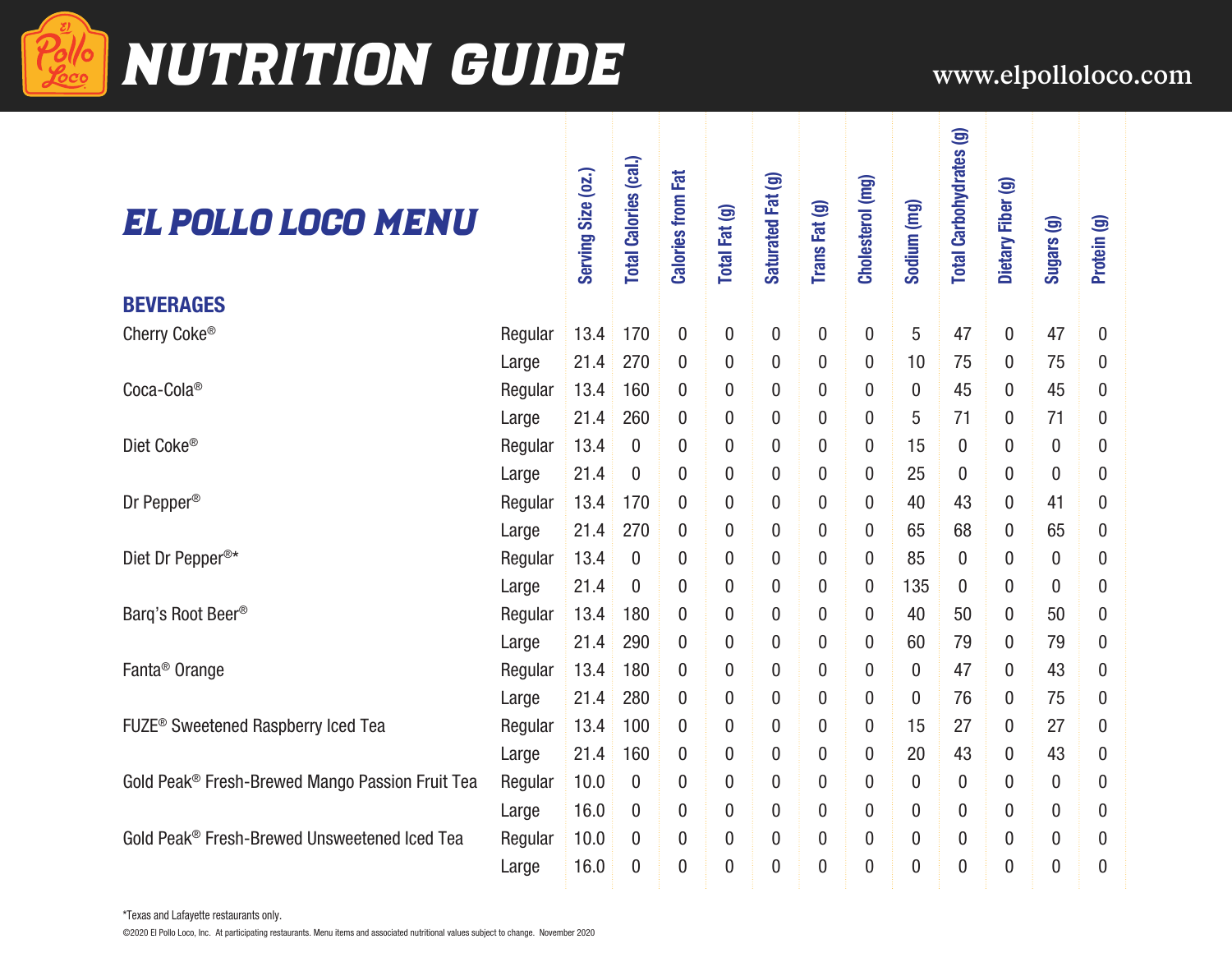# NUTRITION GUIDE

www.elpolloloco.com

## EL POLLO LOCO MENU

| | | Serving Size (oz.) | Total Calories (cal.) | Calories from Fat | Total Fat (g) | Saturated Fat (g) | Trans Fat (g) | Cholesterol (mg) | Sodium (mg) | Total Carbohydrates (g) | Dietary Fiber (g) | Sugars (g) | Protein (g) |
|---|---|---|---|---|---|---|---|---|---|---|---|---|---|
| **BEVERAGES** | | | | | | | | | | | | | |
| Cherry Coke® | Regular | 13.4 | 170 | 0 | 0 | 0 | 0 | 0 | 5 | 47 | 0 | 47 | 0 |
| | Large | 21.4 | 270 | 0 | 0 | 0 | 0 | 0 | 10 | 75 | 0 | 75 | 0 |
| Coca-Cola® | Regular | 13.4 | 160 | 0 | 0 | 0 | 0 | 0 | 0 | 45 | 0 | 45 | 0 |
| | Large | 21.4 | 260 | 0 | 0 | 0 | 0 | 0 | 5 | 71 | 0 | 71 | 0 |
| Diet Coke® | Regular | 13.4 | 0 | 0 | 0 | 0 | 0 | 0 | 15 | 0 | 0 | 0 | 0 |
| | Large | 21.4 | 0 | 0 | 0 | 0 | 0 | 0 | 25 | 0 | 0 | 0 | 0 |
| Dr Pepper® | Regular | 13.4 | 170 | 0 | 0 | 0 | 0 | 0 | 40 | 43 | 0 | 41 | 0 |
| | Large | 21.4 | 270 | 0 | 0 | 0 | 0 | 0 | 65 | 68 | 0 | 65 | 0 |
| Diet Dr Pepper®* | Regular | 13.4 | 0 | 0 | 0 | 0 | 0 | 0 | 85 | 0 | 0 | 0 | 0 |
| | Large | 21.4 | 0 | 0 | 0 | 0 | 0 | 0 | 135 | 0 | 0 | 0 | 0 |
| Barq's Root Beer® | Regular | 13.4 | 180 | 0 | 0 | 0 | 0 | 0 | 40 | 50 | 0 | 50 | 0 |
| | Large | 21.4 | 290 | 0 | 0 | 0 | 0 | 0 | 60 | 79 | 0 | 79 | 0 |
| Fanta® Orange | Regular | 13.4 | 180 | 0 | 0 | 0 | 0 | 0 | 0 | 47 | 0 | 43 | 0 |
| | Large | 21.4 | 280 | 0 | 0 | 0 | 0 | 0 | 0 | 76 | 0 | 75 | 0 |
| FUZE® Sweetened Raspberry Iced Tea | Regular | 13.4 | 100 | 0 | 0 | 0 | 0 | 0 | 15 | 27 | 0 | 27 | 0 |
| | Large | 21.4 | 160 | 0 | 0 | 0 | 0 | 0 | 20 | 43 | 0 | 43 | 0 |
| Gold Peak® Fresh-Brewed Mango Passion Fruit Tea | Regular | 10.0 | 0 | 0 | 0 | 0 | 0 | 0 | 0 | 0 | 0 | 0 | 0 |
| | Large | 16.0 | 0 | 0 | 0 | 0 | 0 | 0 | 0 | 0 | 0 | 0 | 0 |
| Gold Peak® Fresh-Brewed Unsweetened Iced Tea | Regular | 10.0 | 0 | 0 | 0 | 0 | 0 | 0 | 0 | 0 | 0 | 0 | 0 |
| | Large | 16.0 | 0 | 0 | 0 | 0 | 0 | 0 | 0 | 0 | 0 | 0 | 0 |

*Texas and Lafayette restaurants only.

©2020 El Pollo Loco, Inc. At participating restaurants. Menu items and associated nutritional values subject to change. November 2020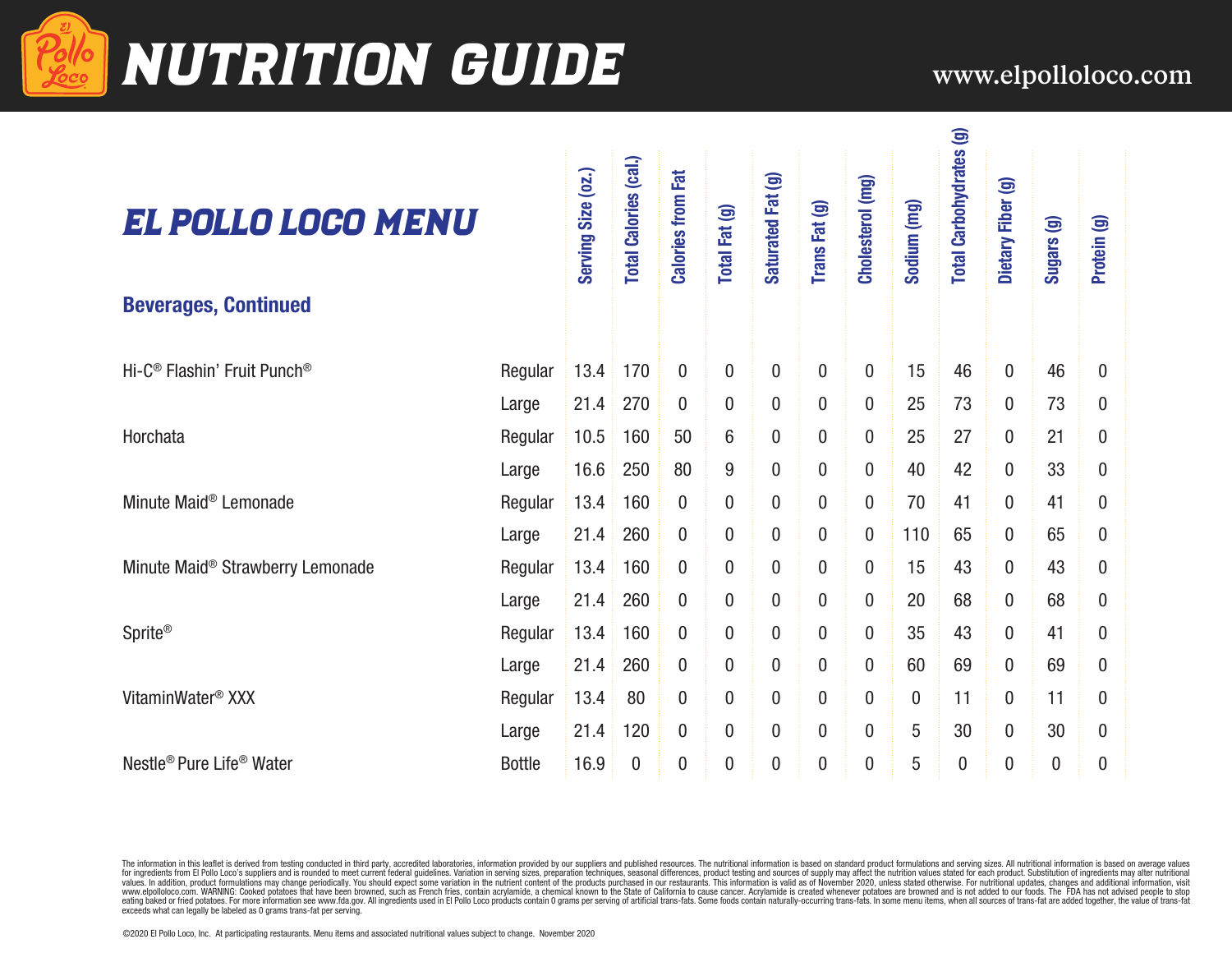# NUTRITION GUIDE

www.elpolloloco.com

## EL POLLO LOCO MENU

### Beverages, Continued

| | | Serving Size (oz.) | Total Calories (cal.) | Calories from Fat | Total Fat (g) | Saturated Fat (g) | Trans Fat (g) | Cholesterol (mg) | Sodium (mg) | Total Carbohydrates (g) | Dietary Fiber (g) | Sugars (g) | Protein (g) |
|---|---|---|---|---|---|---|---|---|---|---|---|---|---|
| Hi-C® Flashin' Fruit Punch® | Regular | 13.4 | 170 | 0 | 0 | 0 | 0 | 0 | 15 | 46 | 0 | 46 | 0 |
| | Large | 21.4 | 270 | 0 | 0 | 0 | 0 | 0 | 25 | 73 | 0 | 73 | 0 |
| Horchata | Regular | 10.5 | 160 | 50 | 6 | 0 | 0 | 0 | 25 | 27 | 0 | 21 | 0 |
| | Large | 16.6 | 250 | 80 | 9 | 0 | 0 | 0 | 40 | 42 | 0 | 33 | 0 |
| Minute Maid® Lemonade | Regular | 13.4 | 160 | 0 | 0 | 0 | 0 | 0 | 70 | 41 | 0 | 41 | 0 |
| | Large | 21.4 | 260 | 0 | 0 | 0 | 0 | 0 | 110 | 65 | 0 | 65 | 0 |
| Minute Maid® Strawberry Lemonade | Regular | 13.4 | 160 | 0 | 0 | 0 | 0 | 0 | 15 | 43 | 0 | 43 | 0 |
| | Large | 21.4 | 260 | 0 | 0 | 0 | 0 | 0 | 20 | 68 | 0 | 68 | 0 |
| Sprite® | Regular | 13.4 | 160 | 0 | 0 | 0 | 0 | 0 | 35 | 43 | 0 | 41 | 0 |
| | Large | 21.4 | 260 | 0 | 0 | 0 | 0 | 0 | 60 | 69 | 0 | 69 | 0 |
| VitaminWater® XXX | Regular | 13.4 | 80 | 0 | 0 | 0 | 0 | 0 | 0 | 11 | 0 | 11 | 0 |
| | Large | 21.4 | 120 | 0 | 0 | 0 | 0 | 0 | 5 | 30 | 0 | 30 | 0 |
| Nestle® Pure Life® Water | Bottle | 16.9 | 0 | 0 | 0 | 0 | 0 | 0 | 5 | 0 | 0 | 0 | 0 |

The information in this leaflet is derived from testing conducted in third party, accredited laboratories, information provided by our suppliers and published resources. The nutritional information is based on standard product formulations and serving sizes. All nutritional information is based on average values for ingredients from El Pollo Loco's suppliers and is rounded to meet current federal guidelines. Variation in serving sizes, preparation techniques, seasonal differences, product testing and sources of supply may affect the nutrition values stated for each product. Substitution of ingredients may alter nutritional values. In addition, product formulations may change periodically. You should expect some variation in the nutrient content of the products purchased in our restaurants. This information is valid as of November 2020, unless stated otherwise. For nutritional updates, changes and additional information, visit www.elpolloloco.com. WARNING: Cooked potatoes that have been browned, such as French fries, contain acrylamide, a chemical known to the State of California to cause cancer. Acrylamide is created whenever potatoes are browned and is not added to our foods. The FDA has not advised people to stop eating baked or fried potatoes. For more information see www.fda.gov. All ingredients used in El Pollo Loco products contain 0 grams per serving of artificial trans-fats. Some foods contain naturally-occurring trans-fats. In some menu items, when all sources of trans-fat are added together, the value of trans-fat exceeds what can legally be labeled as 0 grams trans-fat per serving.

©2020 El Pollo Loco, Inc. At participating restaurants. Menu items and associated nutritional values subject to change. November 2020